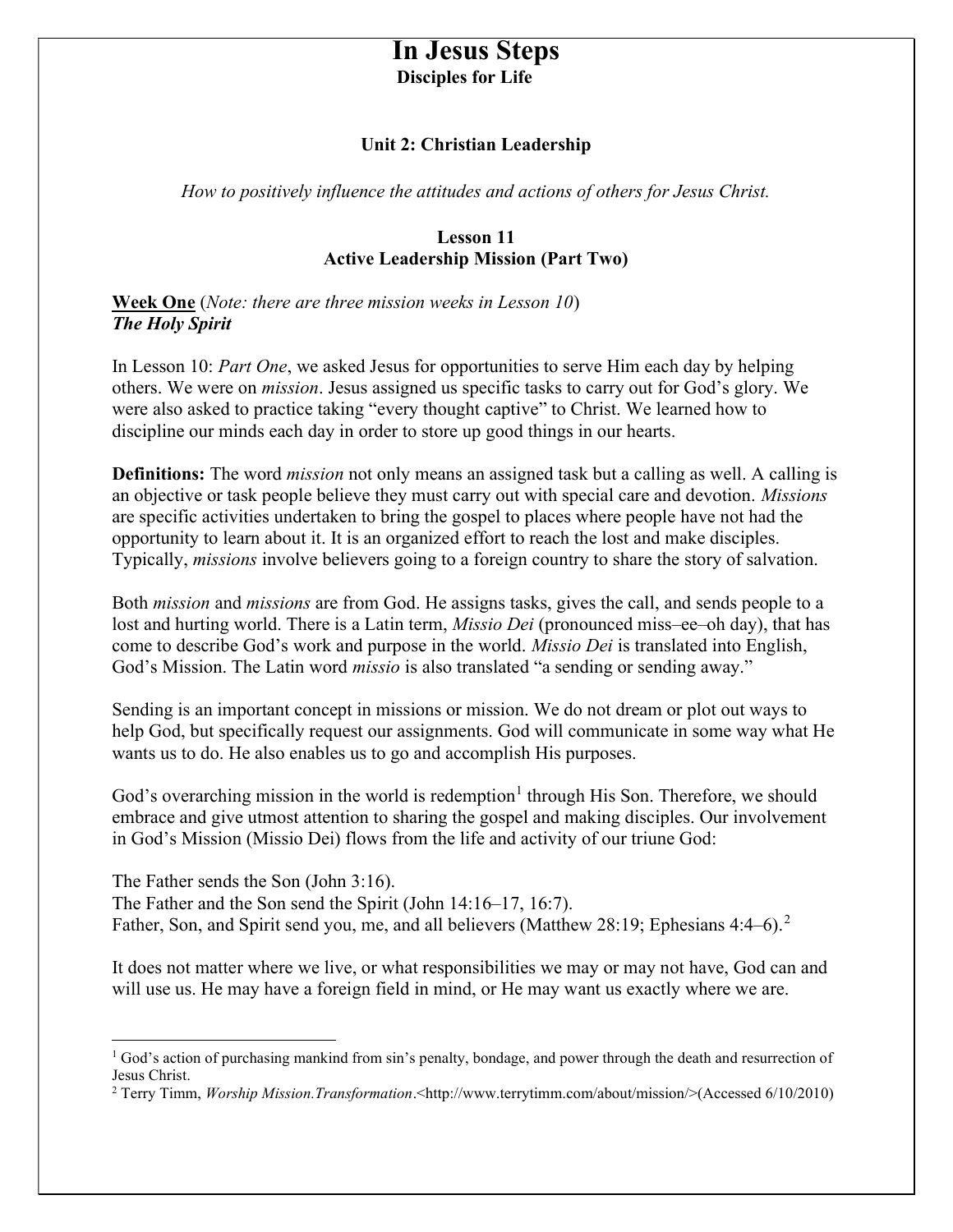# In Jesus Steps

**Disciples for Life**

**Unit 2: Christian Leadership**

*How to positively influence the attitudes and actions of others for Jesus Christ.*

**Lesson 11**
**Active Leadership Mission (Part Two)**

**Week One** (*Note: there are three mission weeks in Lesson 10*)
***The Holy Spirit***

In Lesson 10: *Part One*, we asked Jesus for opportunities to serve Him each day by helping others. We were on *mission*. Jesus assigned us specific tasks to carry out for God's glory. We were also asked to practice taking "every thought captive" to Christ. We learned how to discipline our minds each day in order to store up good things in our hearts.

**Definitions:** The word *mission* not only means an assigned task but a calling as well. A calling is an objective or task people believe they must carry out with special care and devotion. *Missions* are specific activities undertaken to bring the gospel to places where people have not had the opportunity to learn about it. It is an organized effort to reach the lost and make disciples. Typically, *missions* involve believers going to a foreign country to share the story of salvation.

Both *mission* and *missions* are from God. He assigns tasks, gives the call, and sends people to a lost and hurting world. There is a Latin term, *Missio Dei* (pronounced miss–ee–oh day), that has come to describe God's work and purpose in the world. *Missio Dei* is translated into English, God's Mission. The Latin word *missio* is also translated "a sending or sending away."

Sending is an important concept in missions or mission. We do not dream or plot out ways to help God, but specifically request our assignments. God will communicate in some way what He wants us to do. He also enables us to go and accomplish His purposes.

God's overarching mission in the world is redemption[1] through His Son. Therefore, we should embrace and give utmost attention to sharing the gospel and making disciples. Our involvement in God's Mission (Missio Dei) flows from the life and activity of our triune God:

The Father sends the Son (John 3:16).
The Father and the Son send the Spirit (John 14:16–17, 16:7).
Father, Son, and Spirit send you, me, and all believers (Matthew 28:19; Ephesians 4:4–6).[2]

It does not matter where we live, or what responsibilities we may or may not have, God can and will use us. He may have a foreign field in mind, or He may want us exactly where we are.

---

[1] God's action of purchasing mankind from sin's penalty, bondage, and power through the death and resurrection of Jesus Christ.

[2] Terry Timm, *Worship Mission.Transformation*.<http://www.terrytimm.com/about/mission/>(Accessed 6/10/2010)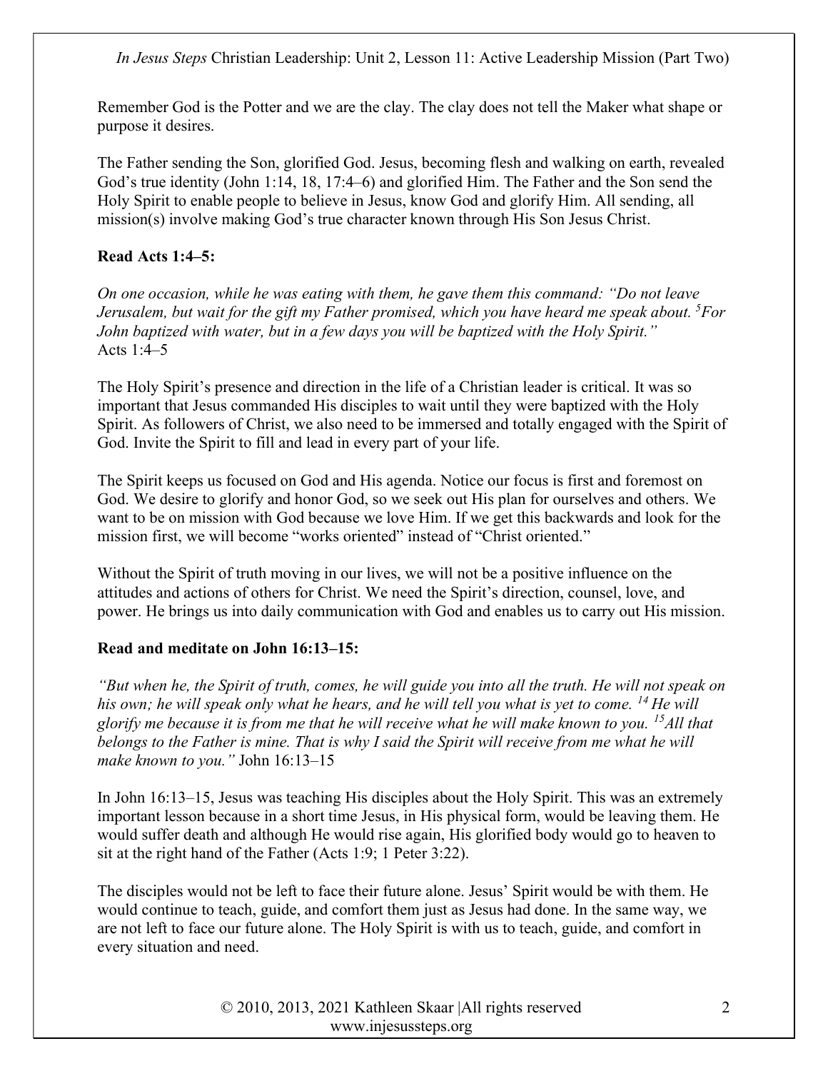Remember God is the Potter and we are the clay. The clay does not tell the Maker what shape or purpose it desires.

The Father sending the Son, glorified God. Jesus, becoming flesh and walking on earth, revealed God's true identity (John 1:14, 18, 17:4–6) and glorified Him. The Father and the Son send the Holy Spirit to enable people to believe in Jesus, know God and glorify Him. All sending, all mission(s) involve making God's true character known through His Son Jesus Christ.

**Read Acts 1:4–5:**

*On one occasion, while he was eating with them, he gave them this command: "Do not leave Jerusalem, but wait for the gift my Father promised, which you have heard me speak about. [5]For John baptized with water, but in a few days you will be baptized with the Holy Spirit."*
Acts 1:4–5

The Holy Spirit's presence and direction in the life of a Christian leader is critical. It was so important that Jesus commanded His disciples to wait until they were baptized with the Holy Spirit. As followers of Christ, we also need to be immersed and totally engaged with the Spirit of God. Invite the Spirit to fill and lead in every part of your life.

The Spirit keeps us focused on God and His agenda. Notice our focus is first and foremost on God. We desire to glorify and honor God, so we seek out His plan for ourselves and others. We want to be on mission with God because we love Him. If we get this backwards and look for the mission first, we will become "works oriented" instead of "Christ oriented."

Without the Spirit of truth moving in our lives, we will not be a positive influence on the attitudes and actions of others for Christ. We need the Spirit's direction, counsel, love, and power. He brings us into daily communication with God and enables us to carry out His mission.

**Read and meditate on John 16:13–15:**

*"But when he, the Spirit of truth, comes, he will guide you into all the truth. He will not speak on his own; he will speak only what he hears, and he will tell you what is yet to come. [14] He will glorify me because it is from me that he will receive what he will make known to you. [15]All that belongs to the Father is mine. That is why I said the Spirit will receive from me what he will make known to you."* John 16:13–15

In John 16:13–15, Jesus was teaching His disciples about the Holy Spirit. This was an extremely important lesson because in a short time Jesus, in His physical form, would be leaving them. He would suffer death and although He would rise again, His glorified body would go to heaven to sit at the right hand of the Father (Acts 1:9; 1 Peter 3:22).

The disciples would not be left to face their future alone. Jesus' Spirit would be with them. He would continue to teach, guide, and comfort them just as Jesus had done. In the same way, we are not left to face our future alone. The Holy Spirit is with us to teach, guide, and comfort in every situation and need.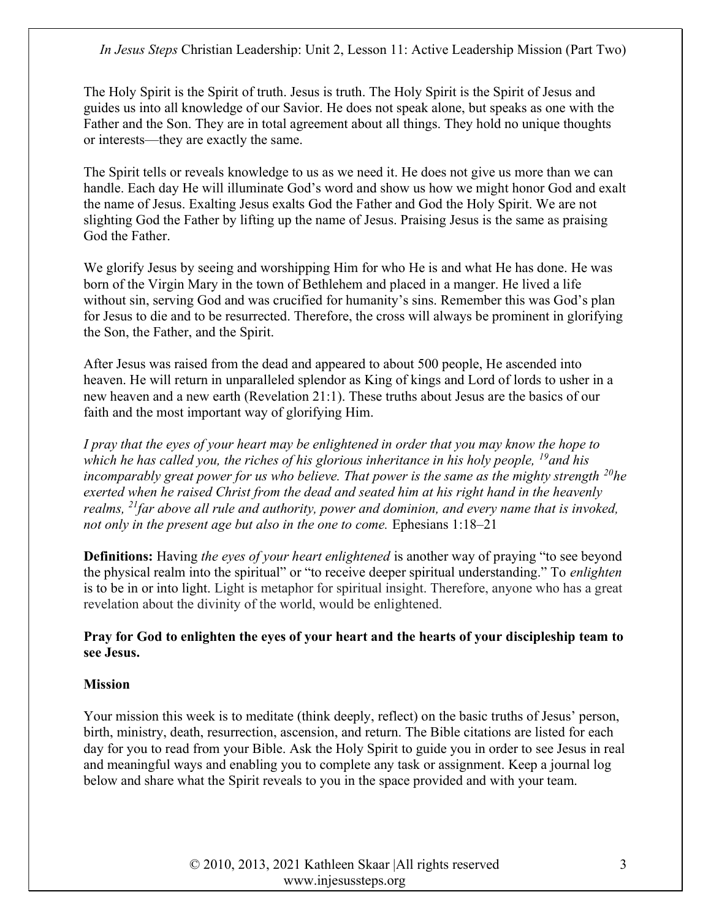The Holy Spirit is the Spirit of truth. Jesus is truth. The Holy Spirit is the Spirit of Jesus and guides us into all knowledge of our Savior. He does not speak alone, but speaks as one with the Father and the Son. They are in total agreement about all things. They hold no unique thoughts or interests—they are exactly the same.

The Spirit tells or reveals knowledge to us as we need it. He does not give us more than we can handle. Each day He will illuminate God's word and show us how we might honor God and exalt the name of Jesus. Exalting Jesus exalts God the Father and God the Holy Spirit. We are not slighting God the Father by lifting up the name of Jesus. Praising Jesus is the same as praising God the Father.

We glorify Jesus by seeing and worshipping Him for who He is and what He has done. He was born of the Virgin Mary in the town of Bethlehem and placed in a manger. He lived a life without sin, serving God and was crucified for humanity's sins. Remember this was God's plan for Jesus to die and to be resurrected. Therefore, the cross will always be prominent in glorifying the Son, the Father, and the Spirit.

After Jesus was raised from the dead and appeared to about 500 people, He ascended into heaven. He will return in unparalleled splendor as King of kings and Lord of lords to usher in a new heaven and a new earth (Revelation 21:1). These truths about Jesus are the basics of our faith and the most important way of glorifying Him.

*I pray that the eyes of your heart may be enlightened in order that you may know the hope to which he has called you, the riches of his glorious inheritance in his holy people, [19]and his incomparably great power for us who believe. That power is the same as the mighty strength [20]he exerted when he raised Christ from the dead and seated him at his right hand in the heavenly realms, [21]far above all rule and authority, power and dominion, and every name that is invoked, not only in the present age but also in the one to come.* Ephesians 1:18–21

**Definitions:** Having *the eyes of your heart enlightened* is another way of praying "to see beyond the physical realm into the spiritual" or "to receive deeper spiritual understanding." To *enlighten* is to be in or into light. Light is metaphor for spiritual insight. Therefore, anyone who has a great revelation about the divinity of the world, would be enlightened.

**Pray for God to enlighten the eyes of your heart and the hearts of your discipleship team to see Jesus.**

**Mission**

Your mission this week is to meditate (think deeply, reflect) on the basic truths of Jesus' person, birth, ministry, death, resurrection, ascension, and return. The Bible citations are listed for each day for you to read from your Bible. Ask the Holy Spirit to guide you in order to see Jesus in real and meaningful ways and enabling you to complete any task or assignment. Keep a journal log below and share what the Spirit reveals to you in the space provided and with your team.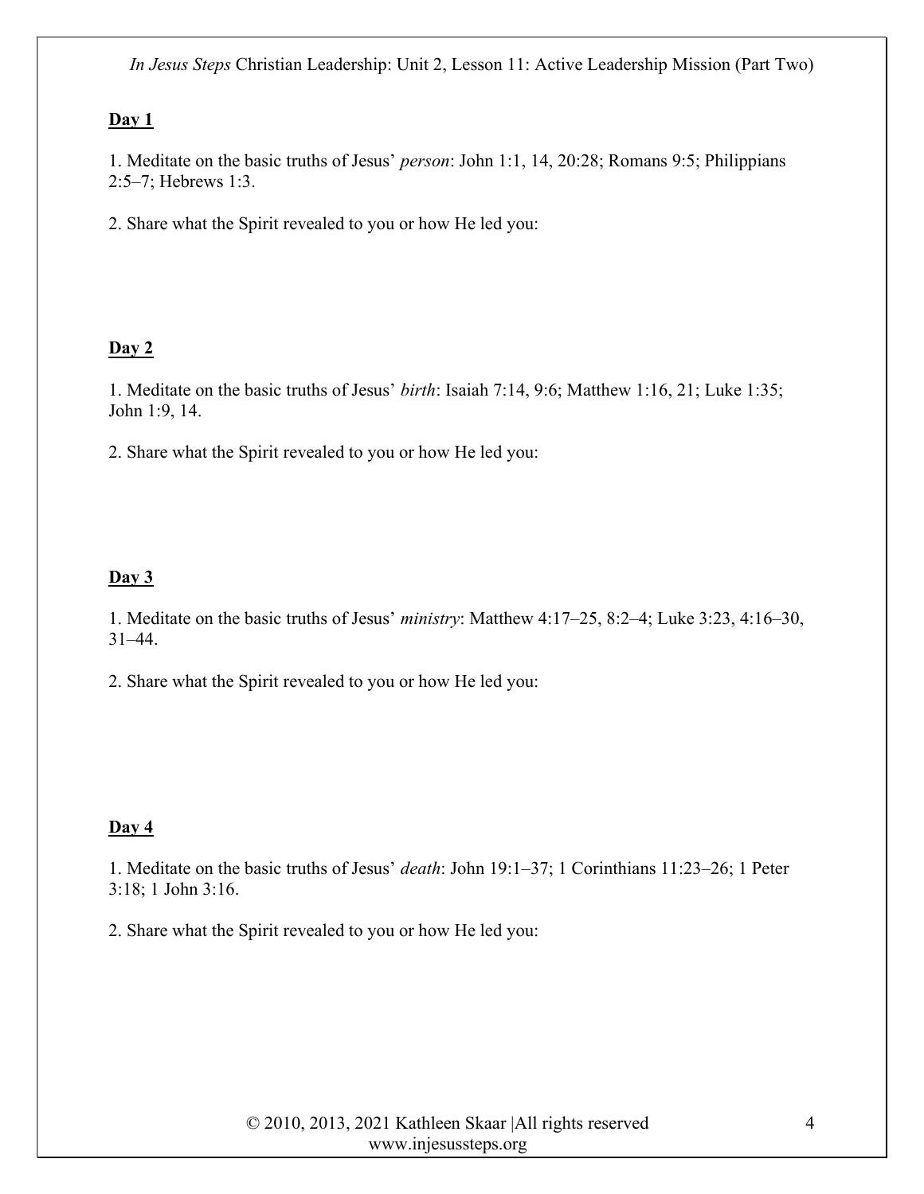**Day 1**

1. Meditate on the basic truths of Jesus' *person*: John 1:1, 14, 20:28; Romans 9:5; Philippians 2:5–7; Hebrews 1:3.

2. Share what the Spirit revealed to you or how He led you:

**Day 2**

1. Meditate on the basic truths of Jesus' *birth*: Isaiah 7:14, 9:6; Matthew 1:16, 21; Luke 1:35; John 1:9, 14.

2. Share what the Spirit revealed to you or how He led you:

**Day 3**

1. Meditate on the basic truths of Jesus' *ministry*: Matthew 4:17–25, 8:2–4; Luke 3:23, 4:16–30, 31–44.

2. Share what the Spirit revealed to you or how He led you:

**Day 4**

1. Meditate on the basic truths of Jesus' *death*: John 19:1–37; 1 Corinthians 11:23–26; 1 Peter 3:18; 1 John 3:16.

2. Share what the Spirit revealed to you or how He led you: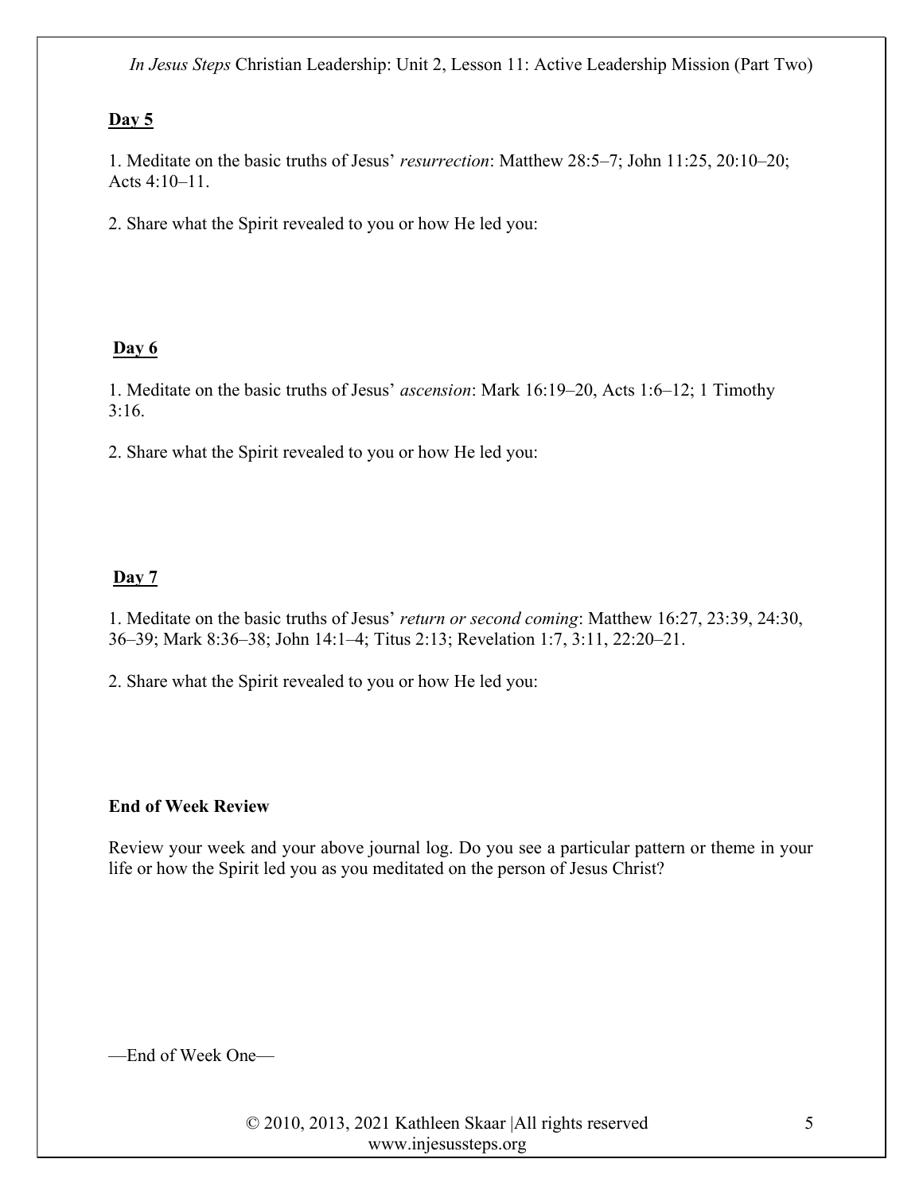**Day 5**

1. Meditate on the basic truths of Jesus' *resurrection*: Matthew 28:5–7; John 11:25, 20:10–20; Acts 4:10–11.

2. Share what the Spirit revealed to you or how He led you:

**Day 6**

1. Meditate on the basic truths of Jesus' *ascension*: Mark 16:19–20, Acts 1:6–12; 1 Timothy 3:16.

2. Share what the Spirit revealed to you or how He led you:

**Day 7**

1. Meditate on the basic truths of Jesus' *return or second coming*: Matthew 16:27, 23:39, 24:30, 36–39; Mark 8:36–38; John 14:1–4; Titus 2:13; Revelation 1:7, 3:11, 22:20–21.

2. Share what the Spirit revealed to you or how He led you:

**End of Week Review**

Review your week and your above journal log. Do you see a particular pattern or theme in your life or how the Spirit led you as you meditated on the person of Jesus Christ?

—End of Week One—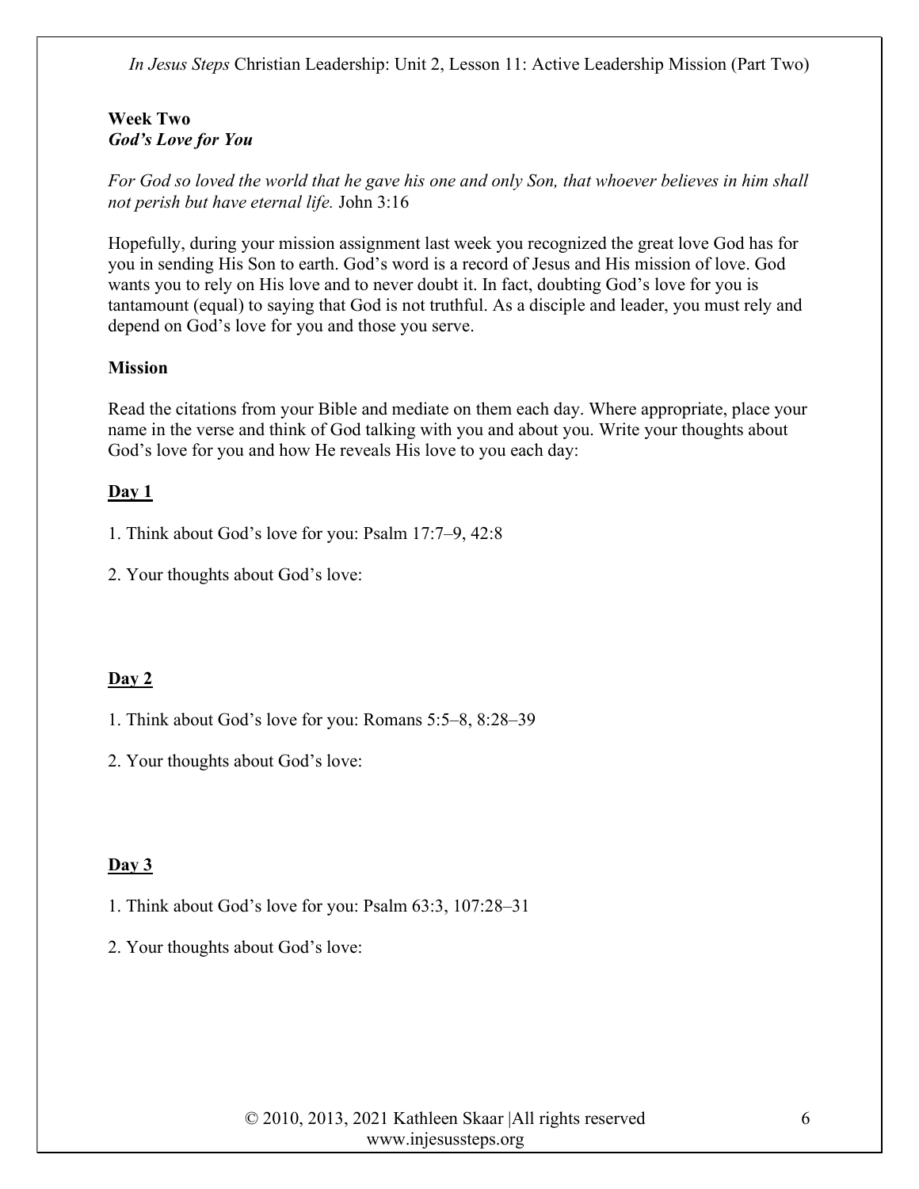**Week Two**
***God's Love for You***

*For God so loved the world that he gave his one and only Son, that whoever believes in him shall not perish but have eternal life.* John 3:16

Hopefully, during your mission assignment last week you recognized the great love God has for you in sending His Son to earth. God's word is a record of Jesus and His mission of love. God wants you to rely on His love and to never doubt it. In fact, doubting God's love for you is tantamount (equal) to saying that God is not truthful. As a disciple and leader, you must rely and depend on God's love for you and those you serve.

**Mission**

Read the citations from your Bible and mediate on them each day. Where appropriate, place your name in the verse and think of God talking with you and about you. Write your thoughts about God's love for you and how He reveals His love to you each day:

**Day 1**

1. Think about God's love for you: Psalm 17:7–9, 42:8

2. Your thoughts about God's love:

**Day 2**

1. Think about God's love for you: Romans 5:5–8, 8:28–39

2. Your thoughts about God's love:

**Day 3**

1. Think about God's love for you: Psalm 63:3, 107:28–31

2. Your thoughts about God's love: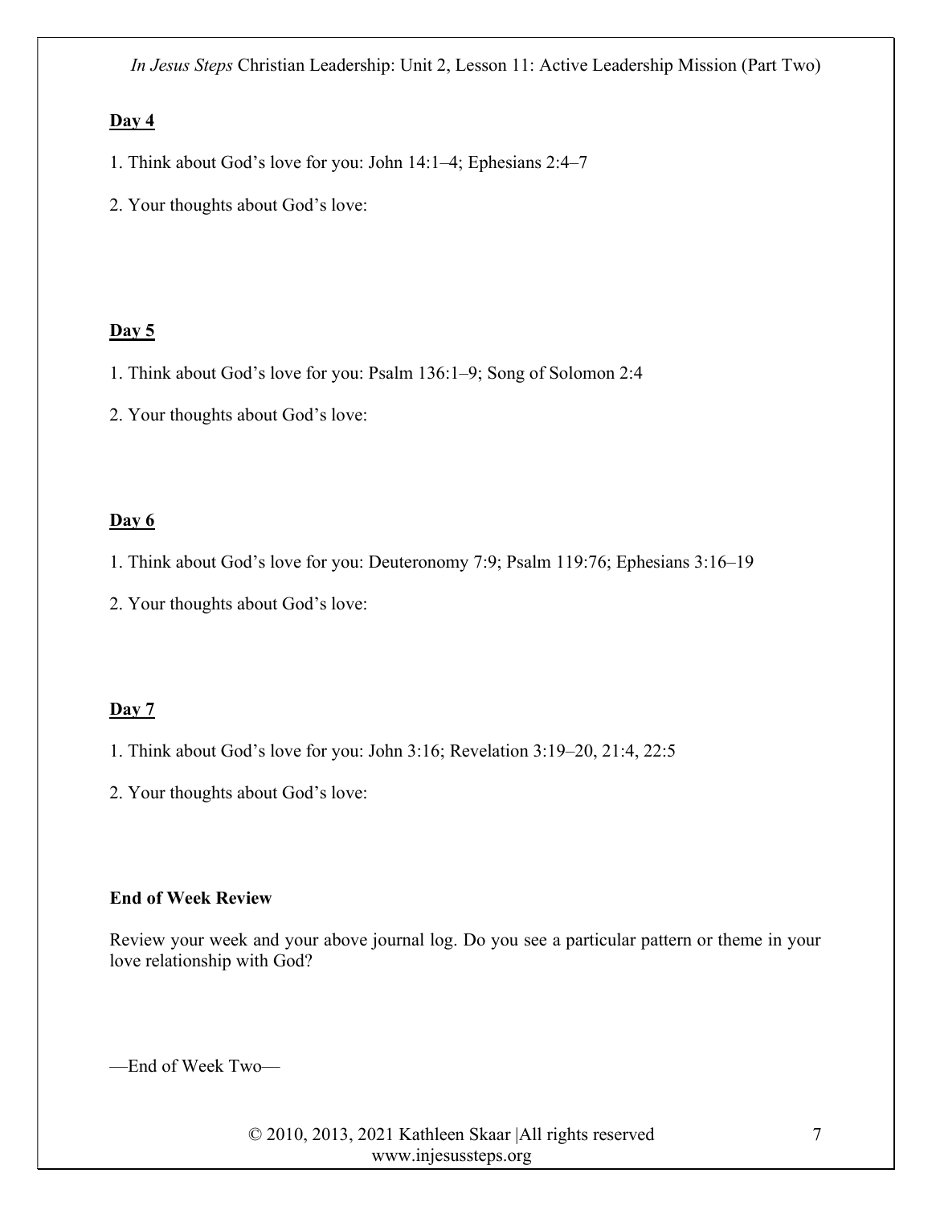**Day 4**

1. Think about God's love for you: John 14:1–4; Ephesians 2:4–7

2. Your thoughts about God's love:

**Day 5**

1. Think about God's love for you: Psalm 136:1–9; Song of Solomon 2:4

2. Your thoughts about God's love:

**Day 6**

1. Think about God's love for you: Deuteronomy 7:9; Psalm 119:76; Ephesians 3:16–19

2. Your thoughts about God's love:

**Day 7**

1. Think about God's love for you: John 3:16; Revelation 3:19–20, 21:4, 22:5

2. Your thoughts about God's love:

**End of Week Review**

Review your week and your above journal log. Do you see a particular pattern or theme in your love relationship with God?

—End of Week Two—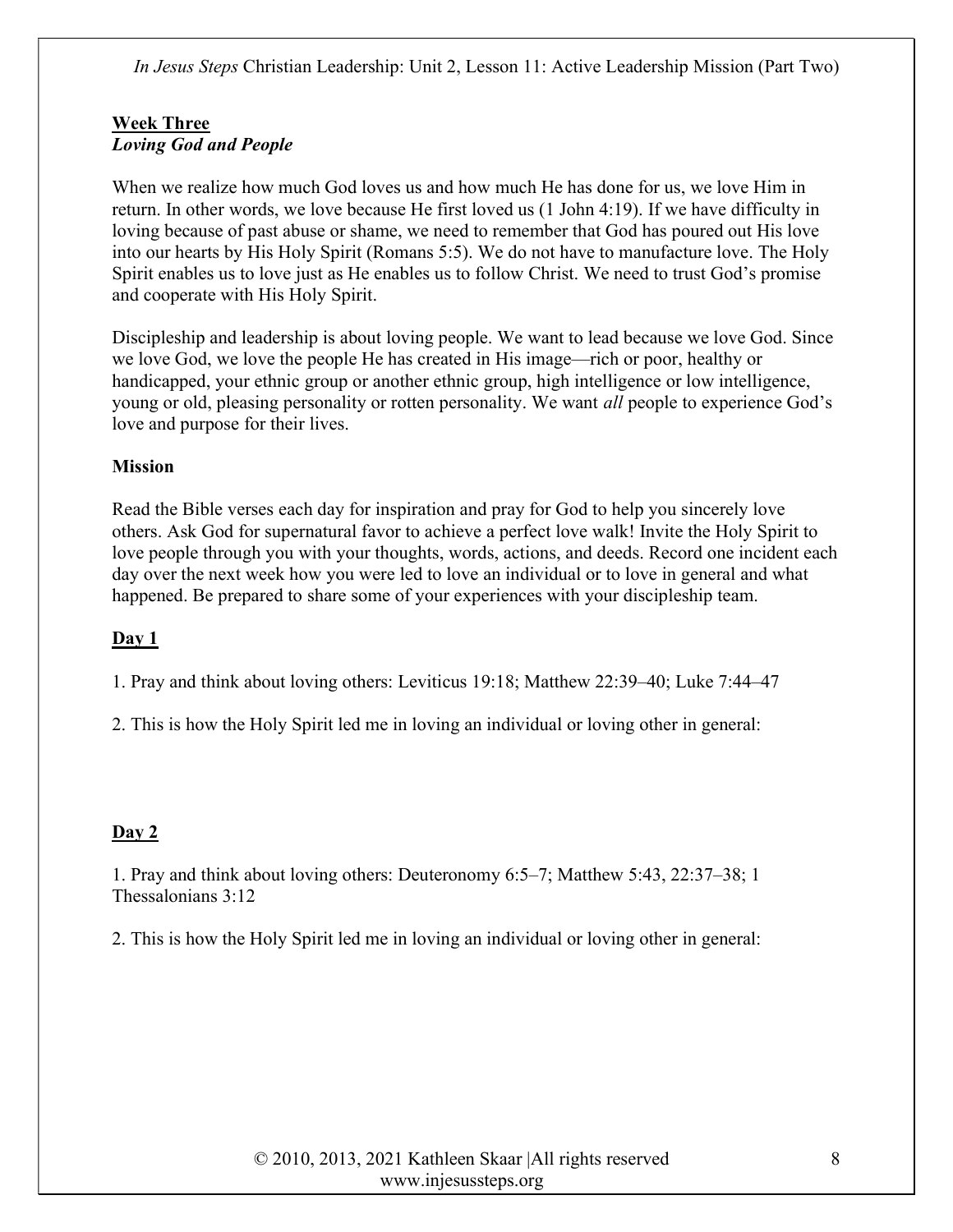**Week Three**
***Loving God and People***

When we realize how much God loves us and how much He has done for us, we love Him in return. In other words, we love because He first loved us (1 John 4:19). If we have difficulty in loving because of past abuse or shame, we need to remember that God has poured out His love into our hearts by His Holy Spirit (Romans 5:5). We do not have to manufacture love. The Holy Spirit enables us to love just as He enables us to follow Christ. We need to trust God's promise and cooperate with His Holy Spirit.

Discipleship and leadership is about loving people. We want to lead because we love God. Since we love God, we love the people He has created in His image—rich or poor, healthy or handicapped, your ethnic group or another ethnic group, high intelligence or low intelligence, young or old, pleasing personality or rotten personality. We want *all* people to experience God's love and purpose for their lives.

**Mission**

Read the Bible verses each day for inspiration and pray for God to help you sincerely love others. Ask God for supernatural favor to achieve a perfect love walk! Invite the Holy Spirit to love people through you with your thoughts, words, actions, and deeds. Record one incident each day over the next week how you were led to love an individual or to love in general and what happened. Be prepared to share some of your experiences with your discipleship team.

**Day 1**

1. Pray and think about loving others: Leviticus 19:18; Matthew 22:39–40; Luke 7:44–47

2. This is how the Holy Spirit led me in loving an individual or loving other in general:

**Day 2**

1. Pray and think about loving others: Deuteronomy 6:5–7; Matthew 5:43, 22:37–38; 1 Thessalonians 3:12

2. This is how the Holy Spirit led me in loving an individual or loving other in general: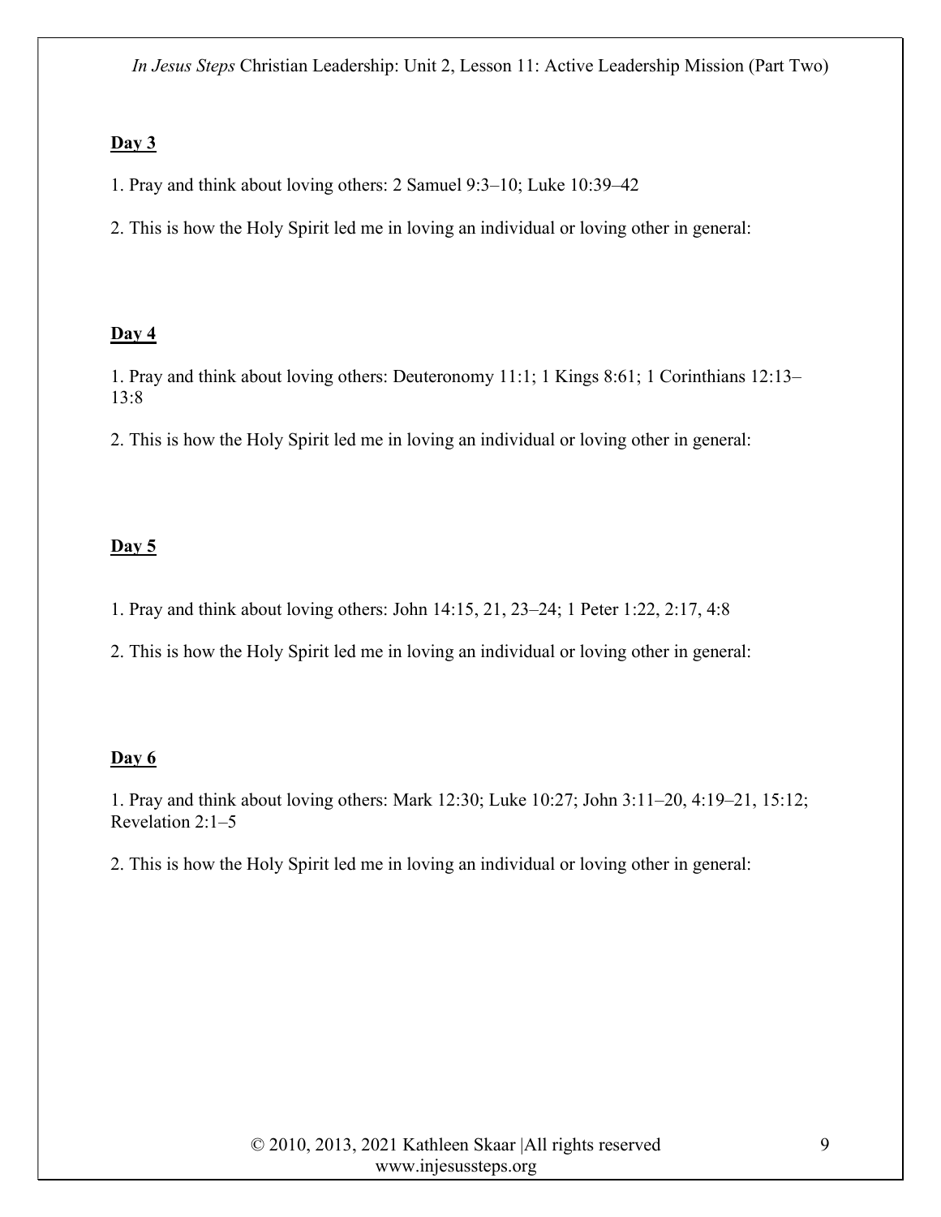**Day 3**

1. Pray and think about loving others: 2 Samuel 9:3–10; Luke 10:39–42

2. This is how the Holy Spirit led me in loving an individual or loving other in general:

**Day 4**

1. Pray and think about loving others: Deuteronomy 11:1; 1 Kings 8:61; 1 Corinthians 12:13–13:8

2. This is how the Holy Spirit led me in loving an individual or loving other in general:

**Day 5**

1. Pray and think about loving others: John 14:15, 21, 23–24; 1 Peter 1:22, 2:17, 4:8

2. This is how the Holy Spirit led me in loving an individual or loving other in general:

**Day 6**

1. Pray and think about loving others: Mark 12:30; Luke 10:27; John 3:11–20, 4:19–21, 15:12; Revelation 2:1–5

2. This is how the Holy Spirit led me in loving an individual or loving other in general: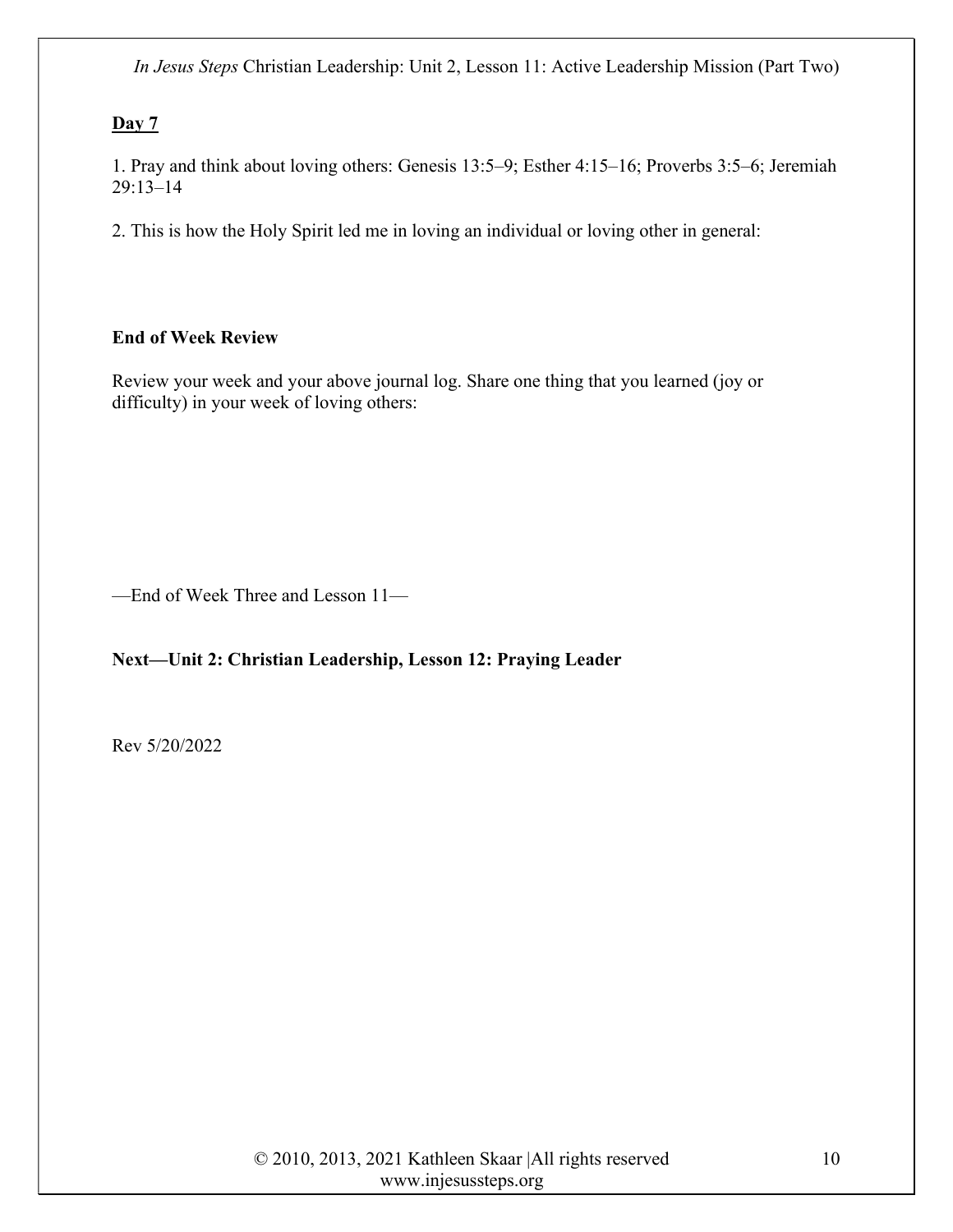**Day 7**

1. Pray and think about loving others: Genesis 13:5–9; Esther 4:15–16; Proverbs 3:5–6; Jeremiah 29:13–14

2. This is how the Holy Spirit led me in loving an individual or loving other in general:

**End of Week Review**

Review your week and your above journal log. Share one thing that you learned (joy or difficulty) in your week of loving others:

—End of Week Three and Lesson 11—

**Next—Unit 2: Christian Leadership, Lesson 12: Praying Leader**

Rev 5/20/2022

© 2010, 2013, 2021 Kathleen Skaar |All rights reserved
www.injesussteps.org